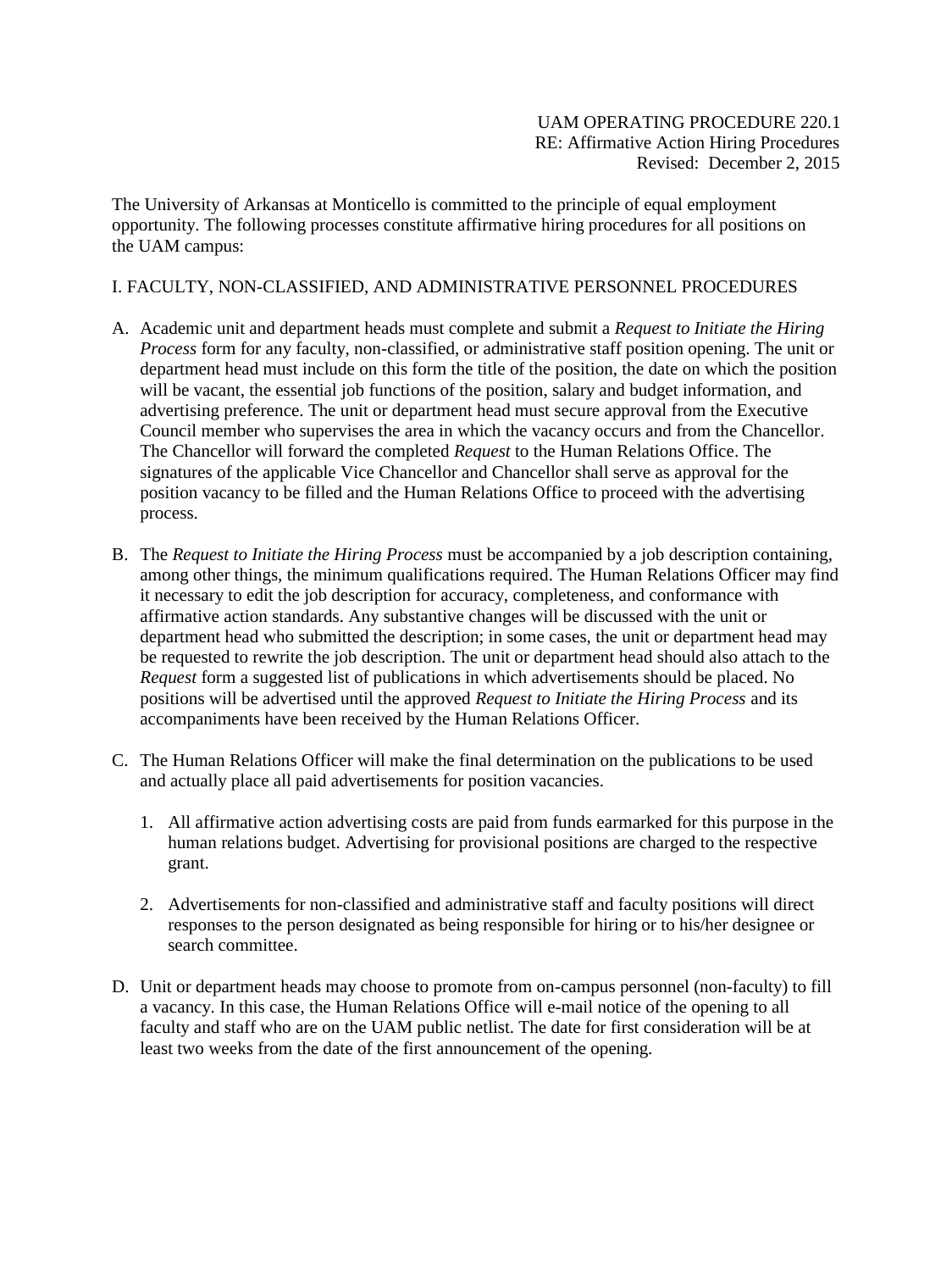UAM OPERATING PROCEDURE 220.1
RE: Affirmative Action Hiring Procedures
Revised: December 2, 2015

The University of Arkansas at Monticello is committed to the principle of equal employment opportunity. The following processes constitute affirmative hiring procedures for all positions on the UAM campus:

## I. FACULTY, NON-CLASSIFIED, AND ADMINISTRATIVE PERSONNEL PROCEDURES

A. Academic unit and department heads must complete and submit a *Request to Initiate the Hiring Process* form for any faculty, non-classified, or administrative staff position opening. The unit or department head must include on this form the title of the position, the date on which the position will be vacant, the essential job functions of the position, salary and budget information, and advertising preference. The unit or department head must secure approval from the Executive Council member who supervises the area in which the vacancy occurs and from the Chancellor. The Chancellor will forward the completed *Request* to the Human Relations Office. The signatures of the applicable Vice Chancellor and Chancellor shall serve as approval for the position vacancy to be filled and the Human Relations Office to proceed with the advertising process.

B. The *Request to Initiate the Hiring Process* must be accompanied by a job description containing, among other things, the minimum qualifications required. The Human Relations Officer may find it necessary to edit the job description for accuracy, completeness, and conformance with affirmative action standards. Any substantive changes will be discussed with the unit or department head who submitted the description; in some cases, the unit or department head may be requested to rewrite the job description. The unit or department head should also attach to the *Request* form a suggested list of publications in which advertisements should be placed. No positions will be advertised until the approved *Request to Initiate the Hiring Process* and its accompaniments have been received by the Human Relations Officer.

C. The Human Relations Officer will make the final determination on the publications to be used and actually place all paid advertisements for position vacancies.

   1. All affirmative action advertising costs are paid from funds earmarked for this purpose in the human relations budget. Advertising for provisional positions are charged to the respective grant.

   2. Advertisements for non-classified and administrative staff and faculty positions will direct responses to the person designated as being responsible for hiring or to his/her designee or search committee.

D. Unit or department heads may choose to promote from on-campus personnel (non-faculty) to fill a vacancy. In this case, the Human Relations Office will e-mail notice of the opening to all faculty and staff who are on the UAM public netlist. The date for first consideration will be at least two weeks from the date of the first announcement of the opening.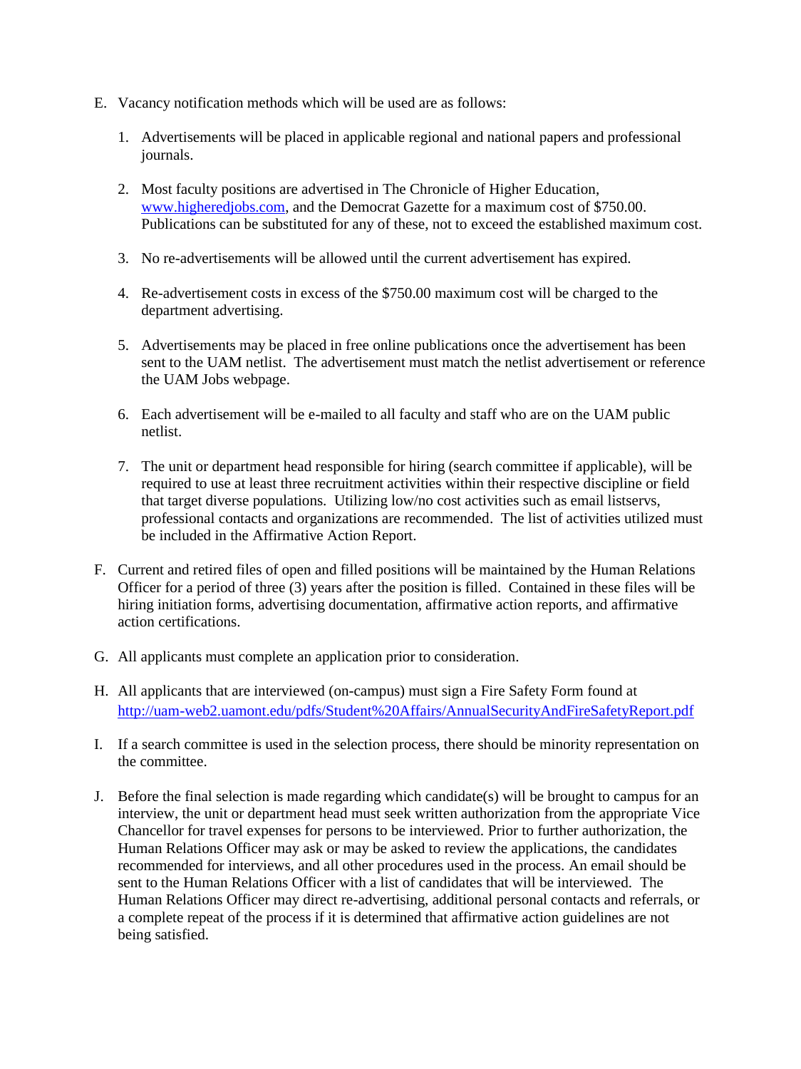E. Vacancy notification methods which will be used are as follows:

   1. Advertisements will be placed in applicable regional and national papers and professional journals.

   2. Most faculty positions are advertised in The Chronicle of Higher Education, [www.higheredjobs.com](http://www.higheredjobs.com), and the Democrat Gazette for a maximum cost of $750.00. Publications can be substituted for any of these, not to exceed the established maximum cost.

   3. No re-advertisements will be allowed until the current advertisement has expired.

   4. Re-advertisement costs in excess of the $750.00 maximum cost will be charged to the department advertising.

   5. Advertisements may be placed in free online publications once the advertisement has been sent to the UAM netlist. The advertisement must match the netlist advertisement or reference the UAM Jobs webpage.

   6. Each advertisement will be e-mailed to all faculty and staff who are on the UAM public netlist.

   7. The unit or department head responsible for hiring (search committee if applicable), will be required to use at least three recruitment activities within their respective discipline or field that target diverse populations. Utilizing low/no cost activities such as email listservs, professional contacts and organizations are recommended. The list of activities utilized must be included in the Affirmative Action Report.

F. Current and retired files of open and filled positions will be maintained by the Human Relations Officer for a period of three (3) years after the position is filled. Contained in these files will be hiring initiation forms, advertising documentation, affirmative action reports, and affirmative action certifications.

G. All applicants must complete an application prior to consideration.

H. All applicants that are interviewed (on-campus) must sign a Fire Safety Form found at [http://uam-web2.uamont.edu/pdfs/Student%20Affairs/AnnualSecurityAndFireSafetyReport.pdf](http://uam-web2.uamont.edu/pdfs/Student%20Affairs/AnnualSecurityAndFireSafetyReport.pdf)

I. If a search committee is used in the selection process, there should be minority representation on the committee.

J. Before the final selection is made regarding which candidate(s) will be brought to campus for an interview, the unit or department head must seek written authorization from the appropriate Vice Chancellor for travel expenses for persons to be interviewed. Prior to further authorization, the Human Relations Officer may ask or may be asked to review the applications, the candidates recommended for interviews, and all other procedures used in the process. An email should be sent to the Human Relations Officer with a list of candidates that will be interviewed. The Human Relations Officer may direct re-advertising, additional personal contacts and referrals, or a complete repeat of the process if it is determined that affirmative action guidelines are not being satisfied.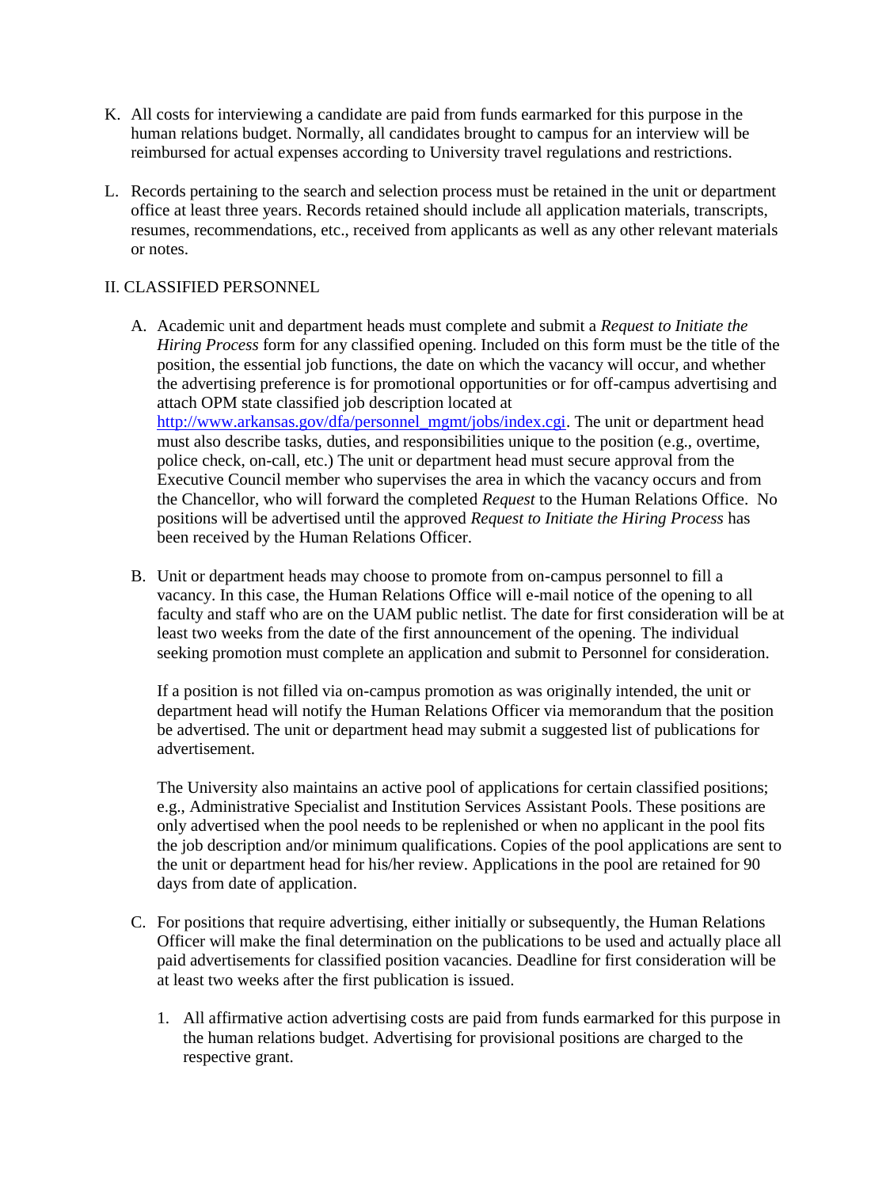K. All costs for interviewing a candidate are paid from funds earmarked for this purpose in the human relations budget. Normally, all candidates brought to campus for an interview will be reimbursed for actual expenses according to University travel regulations and restrictions.

L. Records pertaining to the search and selection process must be retained in the unit or department office at least three years. Records retained should include all application materials, transcripts, resumes, recommendations, etc., received from applicants as well as any other relevant materials or notes.

II. CLASSIFIED PERSONNEL

A. Academic unit and department heads must complete and submit a *Request to Initiate the Hiring Process* form for any classified opening. Included on this form must be the title of the position, the essential job functions, the date on which the vacancy will occur, and whether the advertising preference is for promotional opportunities or for off-campus advertising and attach OPM state classified job description located at [http://www.arkansas.gov/dfa/personnel_mgmt/jobs/index.cgi](http://www.arkansas.gov/dfa/personnel_mgmt/jobs/index.cgi). The unit or department head must also describe tasks, duties, and responsibilities unique to the position (e.g., overtime, police check, on-call, etc.) The unit or department head must secure approval from the Executive Council member who supervises the area in which the vacancy occurs and from the Chancellor, who will forward the completed *Request* to the Human Relations Office. No positions will be advertised until the approved *Request to Initiate the Hiring Process* has been received by the Human Relations Officer.

B. Unit or department heads may choose to promote from on-campus personnel to fill a vacancy. In this case, the Human Relations Office will e-mail notice of the opening to all faculty and staff who are on the UAM public netlist. The date for first consideration will be at least two weeks from the date of the first announcement of the opening. The individual seeking promotion must complete an application and submit to Personnel for consideration.

   If a position is not filled via on-campus promotion as was originally intended, the unit or department head will notify the Human Relations Officer via memorandum that the position be advertised. The unit or department head may submit a suggested list of publications for advertisement.

   The University also maintains an active pool of applications for certain classified positions; e.g., Administrative Specialist and Institution Services Assistant Pools. These positions are only advertised when the pool needs to be replenished or when no applicant in the pool fits the job description and/or minimum qualifications. Copies of the pool applications are sent to the unit or department head for his/her review. Applications in the pool are retained for 90 days from date of application.

C. For positions that require advertising, either initially or subsequently, the Human Relations Officer will make the final determination on the publications to be used and actually place all paid advertisements for classified position vacancies. Deadline for first consideration will be at least two weeks after the first publication is issued.

   1. All affirmative action advertising costs are paid from funds earmarked for this purpose in the human relations budget. Advertising for provisional positions are charged to the respective grant.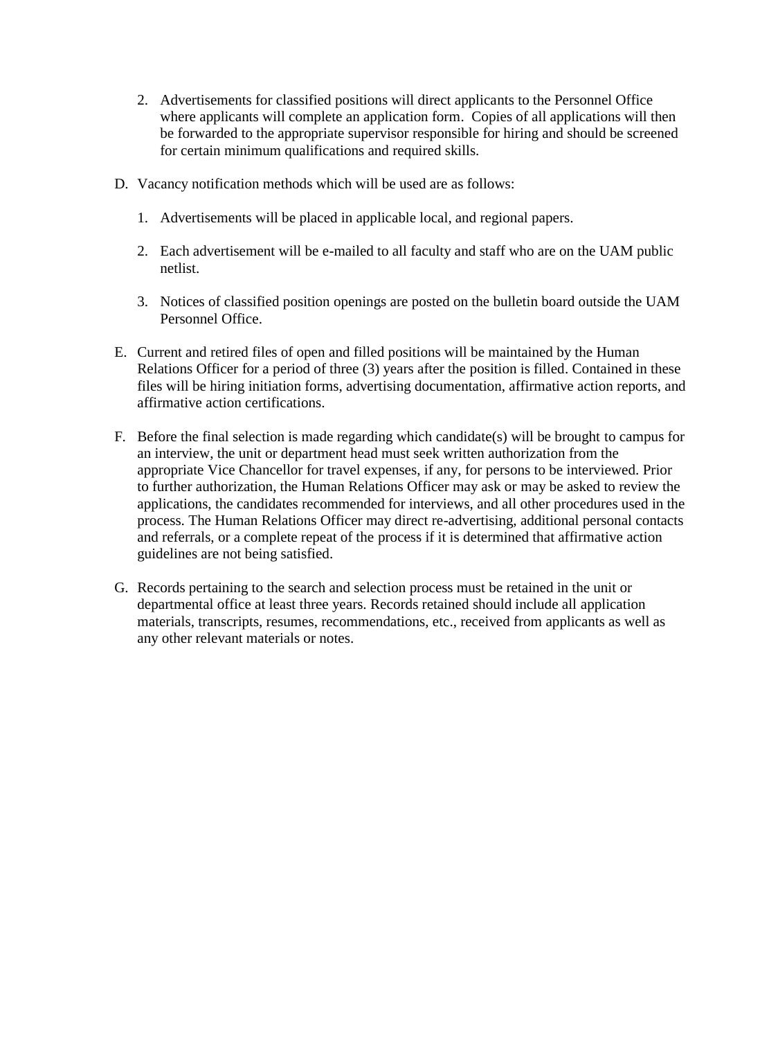2. Advertisements for classified positions will direct applicants to the Personnel Office where applicants will complete an application form. Copies of all applications will then be forwarded to the appropriate supervisor responsible for hiring and should be screened for certain minimum qualifications and required skills.

D. Vacancy notification methods which will be used are as follows:

1. Advertisements will be placed in applicable local, and regional papers.

2. Each advertisement will be e-mailed to all faculty and staff who are on the UAM public netlist.

3. Notices of classified position openings are posted on the bulletin board outside the UAM Personnel Office.

E. Current and retired files of open and filled positions will be maintained by the Human Relations Officer for a period of three (3) years after the position is filled. Contained in these files will be hiring initiation forms, advertising documentation, affirmative action reports, and affirmative action certifications.

F. Before the final selection is made regarding which candidate(s) will be brought to campus for an interview, the unit or department head must seek written authorization from the appropriate Vice Chancellor for travel expenses, if any, for persons to be interviewed. Prior to further authorization, the Human Relations Officer may ask or may be asked to review the applications, the candidates recommended for interviews, and all other procedures used in the process. The Human Relations Officer may direct re-advertising, additional personal contacts and referrals, or a complete repeat of the process if it is determined that affirmative action guidelines are not being satisfied.

G. Records pertaining to the search and selection process must be retained in the unit or departmental office at least three years. Records retained should include all application materials, transcripts, resumes, recommendations, etc., received from applicants as well as any other relevant materials or notes.